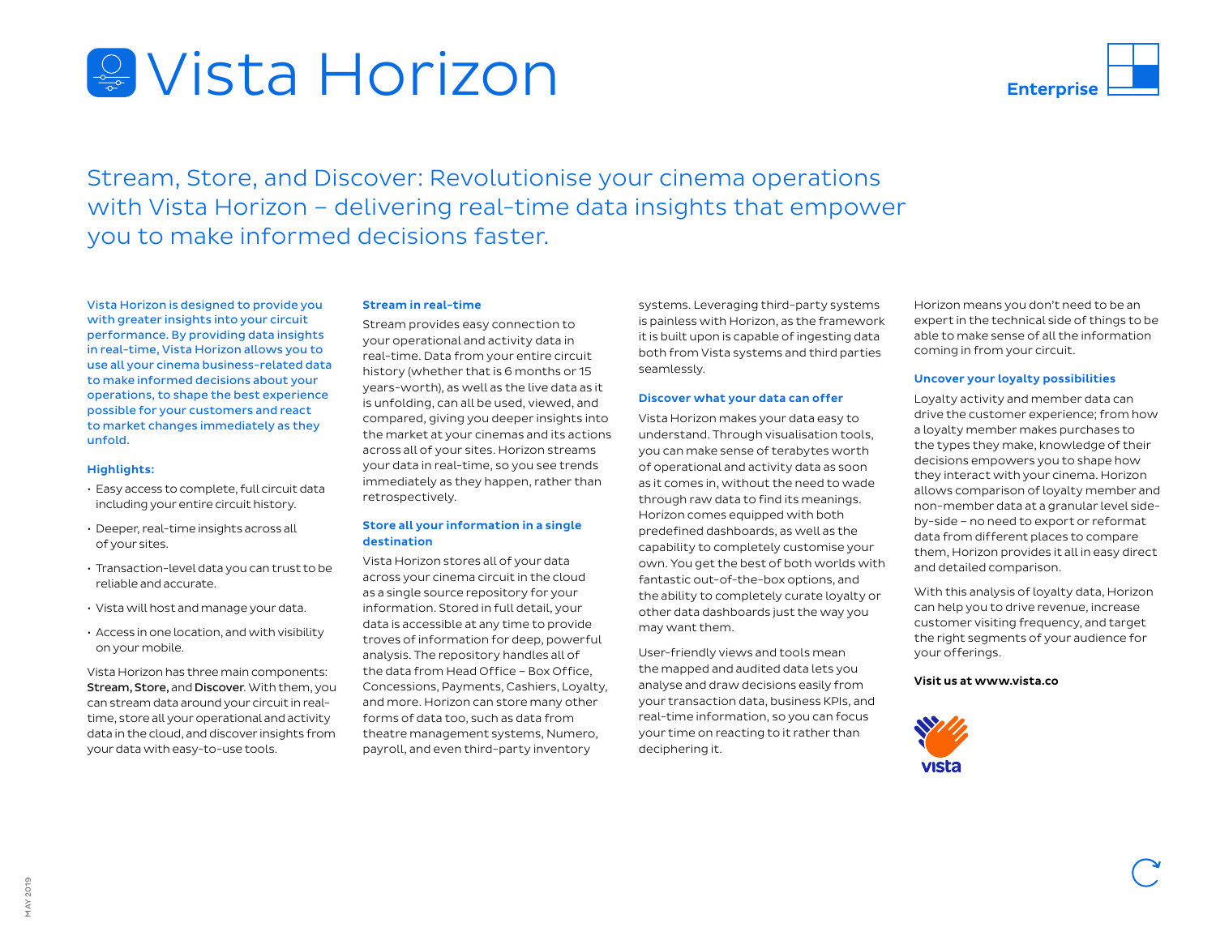# Vista Horizon

Enterprise

## Stream, Store, and Discover: Revolutionise your cinema operations with Vista Horizon – delivering real-time data insights that empower you to make informed decisions faster.

Vista Horizon is designed to provide you with greater insights into your circuit performance. By providing data insights in real-time, Vista Horizon allows you to use all your cinema business-related data to make informed decisions about your operations, to shape the best experience possible for your customers and react to market changes immediately as they unfold.

### Highlights:

- Easy access to complete, full circuit data including your entire circuit history.
- Deeper, real-time insights across all of your sites.
- Transaction-level data you can trust to be reliable and accurate.
- Vista will host and manage your data.
- Access in one location, and with visibility on your mobile.

Vista Horizon has three main components: **Stream, Store,** and **Discover**. With them, you can stream data around your circuit in real-time, store all your operational and activity data in the cloud, and discover insights from your data with easy-to-use tools.

### Stream in real-time

Stream provides easy connection to your operational and activity data in real-time. Data from your entire circuit history (whether that is 6 months or 15 years-worth), as well as the live data as it is unfolding, can all be used, viewed, and compared, giving you deeper insights into the market at your cinemas and its actions across all of your sites. Horizon streams your data in real-time, so you see trends immediately as they happen, rather than retrospectively.

### Store all your information in a single destination

Vista Horizon stores all of your data across your cinema circuit in the cloud as a single source repository for your information. Stored in full detail, your data is accessible at any time to provide troves of information for deep, powerful analysis. The repository handles all of the data from Head Office – Box Office, Concessions, Payments, Cashiers, Loyalty, and more. Horizon can store many other forms of data too, such as data from theatre management systems, Numero, payroll, and even third-party inventory systems. Leveraging third-party systems is painless with Horizon, as the framework it is built upon is capable of ingesting data both from Vista systems and third parties seamlessly.

### Discover what your data can offer

Vista Horizon makes your data easy to understand. Through visualisation tools, you can make sense of terabytes worth of operational and activity data as soon as it comes in, without the need to wade through raw data to find its meanings. Horizon comes equipped with both predefined dashboards, as well as the capability to completely customise your own. You get the best of both worlds with fantastic out-of-the-box options, and the ability to completely curate loyalty or other data dashboards just the way you may want them.

User-friendly views and tools mean the mapped and audited data lets you analyse and draw decisions easily from your transaction data, business KPIs, and real-time information, so you can focus your time on reacting to it rather than deciphering it.

Horizon means you don't need to be an expert in the technical side of things to be able to make sense of all the information coming in from your circuit.

### Uncover your loyalty possibilities

Loyalty activity and member data can drive the customer experience; from how a loyalty member makes purchases to the types they make, knowledge of their decisions empowers you to shape how they interact with your cinema. Horizon allows comparison of loyalty member and non-member data at a granular level side-by-side – no need to export or reformat data from different places to compare them, Horizon provides it all in easy direct and detailed comparison.

With this analysis of loyalty data, Horizon can help you to drive revenue, increase customer visiting frequency, and target the right segments of your audience for your offerings.

**Visit us at www.vista.co**

vista

MAY 2019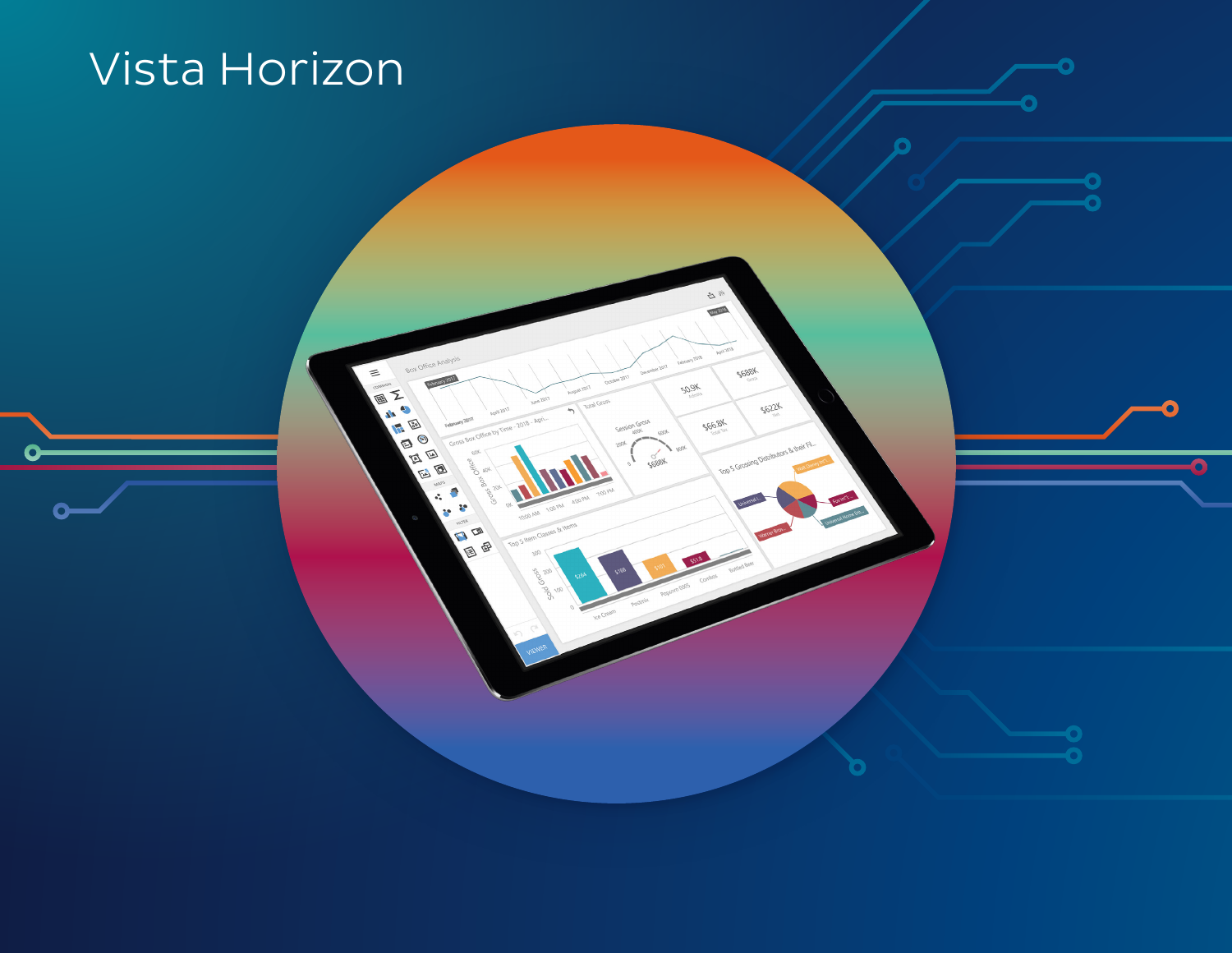# Vista Horizon